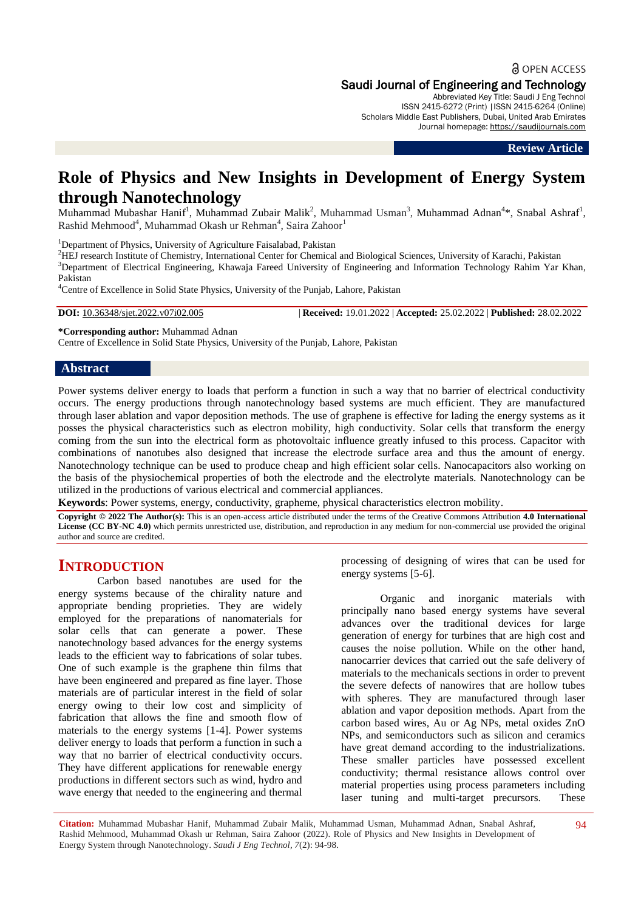OPEN ACCESS

Saudi Journal of Engineering and Technology

Abbreviated Key Title: Saudi J Eng Technol
ISSN 2415-6272 (Print) |ISSN 2415-6264 (Online)
Scholars Middle East Publishers, Dubai, United Arab Emirates
Journal homepage: https://saudijournals.com

**Review Article**

# Role of Physics and New Insights in Development of Energy System through Nanotechnology

Muhammad Mubashar Hanif[1], Muhammad Zubair Malik[2], Muhammad Usman[3], Muhammad Adnan[4]*, Snabal Ashraf[1], Rashid Mehmood[4], Muhammad Okash ur Rehman[4], Saira Zahoor[1]

[1]Department of Physics, University of Agriculture Faisalabad, Pakistan
[2]HEJ research Institute of Chemistry, International Center for Chemical and Biological Sciences, University of Karachi, Pakistan
[3]Department of Electrical Engineering, Khawaja Fareed University of Engineering and Information Technology Rahim Yar Khan, Pakistan
[4]Centre of Excellence in Solid State Physics, University of the Punjab, Lahore, Pakistan

**DOI:** 10.36348/sjet.2022.v07i02.005 | **Received:** 19.01.2022 | **Accepted:** 25.02.2022 | **Published:** 28.02.2022

**\*Corresponding author:** Muhammad Adnan
Centre of Excellence in Solid State Physics, University of the Punjab, Lahore, Pakistan

## Abstract

Power systems deliver energy to loads that perform a function in such a way that no barrier of electrical conductivity occurs. The energy productions through nanotechnology based systems are much efficient. They are manufactured through laser ablation and vapor deposition methods. The use of graphene is effective for lading the energy systems as it posses the physical characteristics such as electron mobility, high conductivity. Solar cells that transform the energy coming from the sun into the electrical form as photovoltaic influence greatly infused to this process. Capacitor with combinations of nanotubes also designed that increase the electrode surface area and thus the amount of energy. Nanotechnology technique can be used to produce cheap and high efficient solar cells. Nanocapacitors also working on the basis of the physiochemical properties of both the electrode and the electrolyte materials. Nanotechnology can be utilized in the productions of various electrical and commercial appliances.

**Keywords**: Power systems, energy, conductivity, grapheme, physical characteristics electron mobility.

**Copyright © 2022 The Author(s):** This is an open-access article distributed under the terms of the Creative Commons Attribution **4.0 International License (CC BY-NC 4.0)** which permits unrestricted use, distribution, and reproduction in any medium for non-commercial use provided the original author and source are credited.

## INTRODUCTION

Carbon based nanotubes are used for the energy systems because of the chirality nature and appropriate bending proprieties. They are widely employed for the preparations of nanomaterials for solar cells that can generate a power. These nanotechnology based advances for the energy systems leads to the efficient way to fabrications of solar tubes. One of such example is the graphene thin films that have been engineered and prepared as fine layer. Those materials are of particular interest in the field of solar energy owing to their low cost and simplicity of fabrication that allows the fine and smooth flow of materials to the energy systems [1-4]. Power systems deliver energy to loads that perform a function in such a way that no barrier of electrical conductivity occurs. They have different applications for renewable energy productions in different sectors such as wind, hydro and wave energy that needed to the engineering and thermal processing of designing of wires that can be used for energy systems [5-6].

Organic and inorganic materials with principally nano based energy systems have several advances over the traditional devices for large generation of energy for turbines that are high cost and causes the noise pollution. While on the other hand, nanocarrier devices that carried out the safe delivery of materials to the mechanicals sections in order to prevent the severe defects of nanowires that are hollow tubes with spheres. They are manufactured through laser ablation and vapor deposition methods. Apart from the carbon based wires, Au or Ag NPs, metal oxides ZnO NPs, and semiconductors such as silicon and ceramics have great demand according to the industrializations. These smaller particles have possessed excellent conductivity; thermal resistance allows control over material properties using process parameters including laser tuning and multi-target precursors. These

**Citation:** Muhammad Mubashar Hanif, Muhammad Zubair Malik, Muhammad Usman, Muhammad Adnan, Snabal Ashraf, Rashid Mehmood, Muhammad Okash ur Rehman, Saira Zahoor (2022). Role of Physics and New Insights in Development of Energy System through Nanotechnology. *Saudi J Eng Technol, 7*(2): 94-98.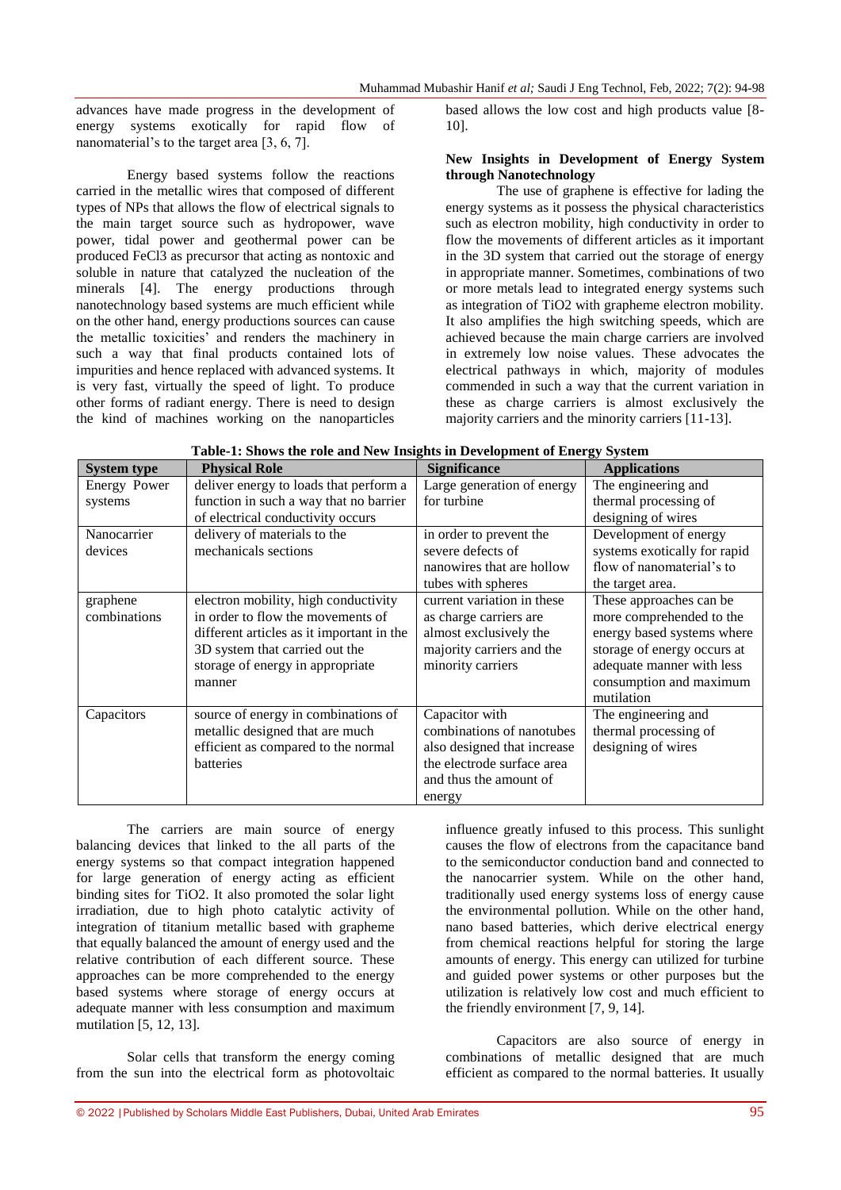advances have made progress in the development of energy systems exotically for rapid flow of nanomaterial's to the target area [3, 6, 7].

Energy based systems follow the reactions carried in the metallic wires that composed of different types of NPs that allows the flow of electrical signals to the main target source such as hydropower, wave power, tidal power and geothermal power can be produced $FeCl_3$ as precursor that acting as nontoxic and soluble in nature that catalyzed the nucleation of the minerals [4]. The energy productions through nanotechnology based systems are much efficient while on the other hand, energy productions sources can cause the metallic toxicities' and renders the machinery in such a way that final products contained lots of impurities and hence replaced with advanced systems. It is very fast, virtually the speed of light. To produce other forms of radiant energy. There is need to design the kind of machines working on the nanoparticles based allows the low cost and high products value [8-10].

**New Insights in Development of Energy System through Nanotechnology**

The use of graphene is effective for lading the energy systems as it possess the physical characteristics such as electron mobility, high conductivity in order to flow the movements of different articles as it important in the 3D system that carried out the storage of energy in appropriate manner. Sometimes, combinations of two or more metals lead to integrated energy systems such as integration of $TiO_2$ with grapheme electron mobility. It also amplifies the high switching speeds, which are achieved because the main charge carriers are involved in extremely low noise values. These advocates the electrical pathways in which, majority of modules commended in such a way that the current variation in these as charge carriers is almost exclusively the majority carriers and the minority carriers [11-13].

**Table-1: Shows the role and New Insights in Development of Energy System**

| System type | Physical Role | Significance | Applications |
|---|---|---|---|
| Energy Power systems | deliver energy to loads that perform a function in such a way that no barrier of electrical conductivity occurs | Large generation of energy for turbine | The engineering and thermal processing of designing of wires |
| Nanocarrier devices | delivery of materials to the mechanicals sections | in order to prevent the severe defects of nanowires that are hollow tubes with spheres | Development of energy systems exotically for rapid flow of nanomaterial's to the target area. |
| graphene combinations | electron mobility, high conductivity in order to flow the movements of different articles as it important in the 3D system that carried out the storage of energy in appropriate manner | current variation in these as charge carriers are almost exclusively the majority carriers and the minority carriers | These approaches can be more comprehended to the energy based systems where storage of energy occurs at adequate manner with less consumption and maximum mutilation |
| Capacitors | source of energy in combinations of metallic designed that are much efficient as compared to the normal batteries | Capacitor with combinations of nanotubes also designed that increase the electrode surface area and thus the amount of energy | The engineering and thermal processing of designing of wires |

The carriers are main source of energy balancing devices that linked to the all parts of the energy systems so that compact integration happened for large generation of energy acting as efficient binding sites for $TiO_2$. It also promoted the solar light irradiation, due to high photo catalytic activity of integration of titanium metallic based with grapheme that equally balanced the amount of energy used and the relative contribution of each different source. These approaches can be more comprehended to the energy based systems where storage of energy occurs at adequate manner with less consumption and maximum mutilation [5, 12, 13].

Solar cells that transform the energy coming from the sun into the electrical form as photovoltaic influence greatly infused to this process. This sunlight causes the flow of electrons from the capacitance band to the semiconductor conduction band and connected to the nanocarrier system. While on the other hand, traditionally used energy systems loss of energy cause the environmental pollution. While on the other hand, nano based batteries, which derive electrical energy from chemical reactions helpful for storing the large amounts of energy. This energy can utilized for turbine and guided power systems or other purposes but the utilization is relatively low cost and much efficient to the friendly environment [7, 9, 14].

Capacitors are also source of energy in combinations of metallic designed that are much efficient as compared to the normal batteries. It usually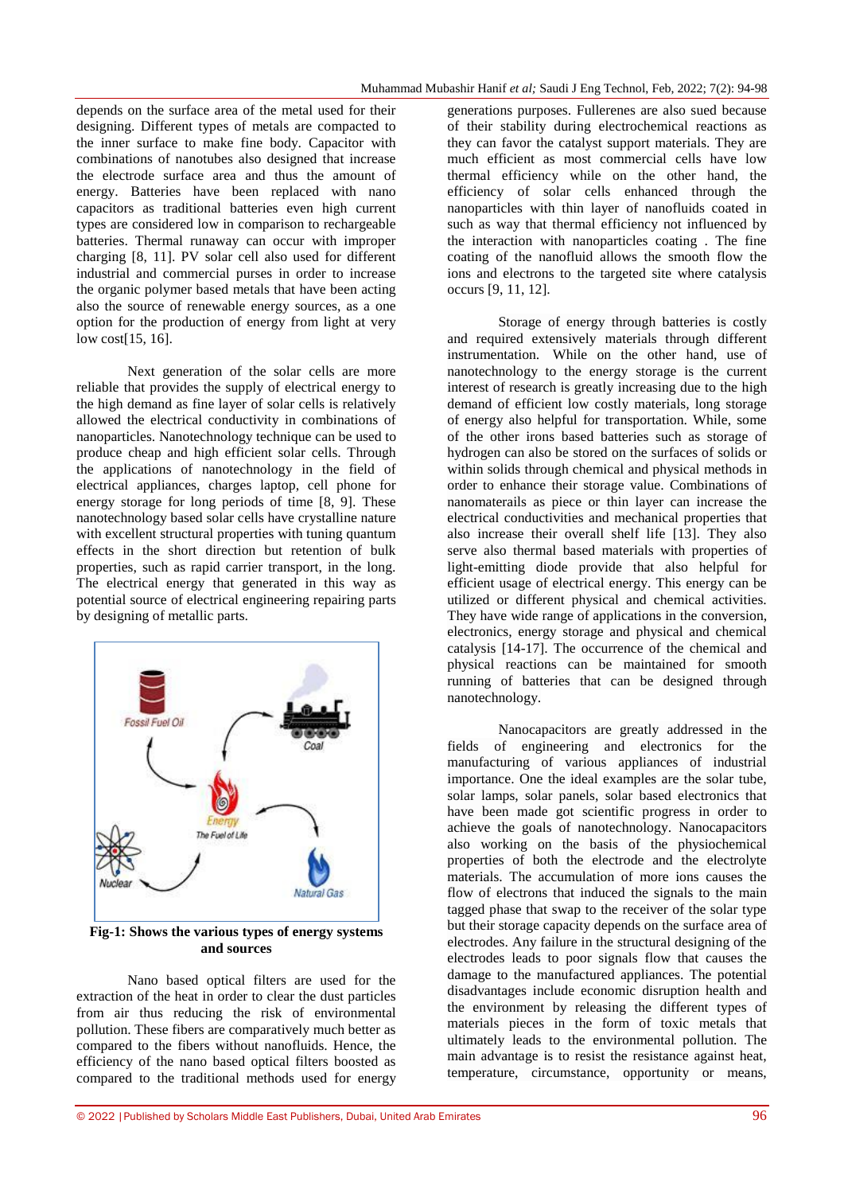depends on the surface area of the metal used for their designing. Different types of metals are compacted to the inner surface to make fine body. Capacitor with combinations of nanotubes also designed that increase the electrode surface area and thus the amount of energy. Batteries have been replaced with nano capacitors as traditional batteries even high current types are considered low in comparison to rechargeable batteries. Thermal runaway can occur with improper charging [8, 11]. PV solar cell also used for different industrial and commercial purses in order to increase the organic polymer based metals that have been acting also the source of renewable energy sources, as a one option for the production of energy from light at very low cost[15, 16].

Next generation of the solar cells are more reliable that provides the supply of electrical energy to the high demand as fine layer of solar cells is relatively allowed the electrical conductivity in combinations of nanoparticles. Nanotechnology technique can be used to produce cheap and high efficient solar cells. Through the applications of nanotechnology in the field of electrical appliances, charges laptop, cell phone for energy storage for long periods of time [8, 9]. These nanotechnology based solar cells have crystalline nature with excellent structural properties with tuning quantum effects in the short direction but retention of bulk properties, such as rapid carrier transport, in the long. The electrical energy that generated in this way as potential source of electrical engineering repairing parts by designing of metallic parts.

**Fig-1: Shows the various types of energy systems and sources**

Nano based optical filters are used for the extraction of the heat in order to clear the dust particles from air thus reducing the risk of environmental pollution. These fibers are comparatively much better as compared to the fibers without nanofluids. Hence, the efficiency of the nano based optical filters boosted as compared to the traditional methods used for energy generations purposes. Fullerenes are also sued because of their stability during electrochemical reactions as they can favor the catalyst support materials. They are much efficient as most commercial cells have low thermal efficiency while on the other hand, the efficiency of solar cells enhanced through the nanoparticles with thin layer of nanofluids coated in such as way that thermal efficiency not influenced by the interaction with nanoparticles coating . The fine coating of the nanofluid allows the smooth flow the ions and electrons to the targeted site where catalysis occurs [9, 11, 12].

Storage of energy through batteries is costly and required extensively materials through different instrumentation. While on the other hand, use of nanotechnology to the energy storage is the current interest of research is greatly increasing due to the high demand of efficient low costly materials, long storage of energy also helpful for transportation. While, some of the other irons based batteries such as storage of hydrogen can also be stored on the surfaces of solids or within solids through chemical and physical methods in order to enhance their storage value. Combinations of nanomatereails as piece or thin layer can increase the electrical conductivities and mechanical properties that also increase their overall shelf life [13]. They also serve also thermal based materials with properties of light-emitting diode provide that also helpful for efficient usage of electrical energy. This energy can be utilized or different physical and chemical activities. They have wide range of applications in the conversion, electronics, energy storage and physical and chemical catalysis [14-17]. The occurrence of the chemical and physical reactions can be maintained for smooth running of batteries that can be designed through nanotechnology.

Nanocapacitors are greatly addressed in the fields of engineering and electronics for the manufacturing of various appliances of industrial importance. One the ideal examples are the solar tube, solar lamps, solar panels, solar based electronics that have been made got scientific progress in order to achieve the goals of nanotechnology. Nanocapacitors also working on the basis of the physiochemical properties of both the electrode and the electrolyte materials. The accumulation of more ions causes the flow of electrons that induced the signals to the main tagged phase that swap to the receiver of the solar type but their storage capacity depends on the surface area of electrodes. Any failure in the structural designing of the electrodes leads to poor signals flow that causes the damage to the manufactured appliances. The potential disadvantages include economic disruption health and the environment by releasing the different types of materials pieces in the form of toxic metals that ultimately leads to the environmental pollution. The main advantage is to resist the resistance against heat, temperature, circumstance, opportunity or means,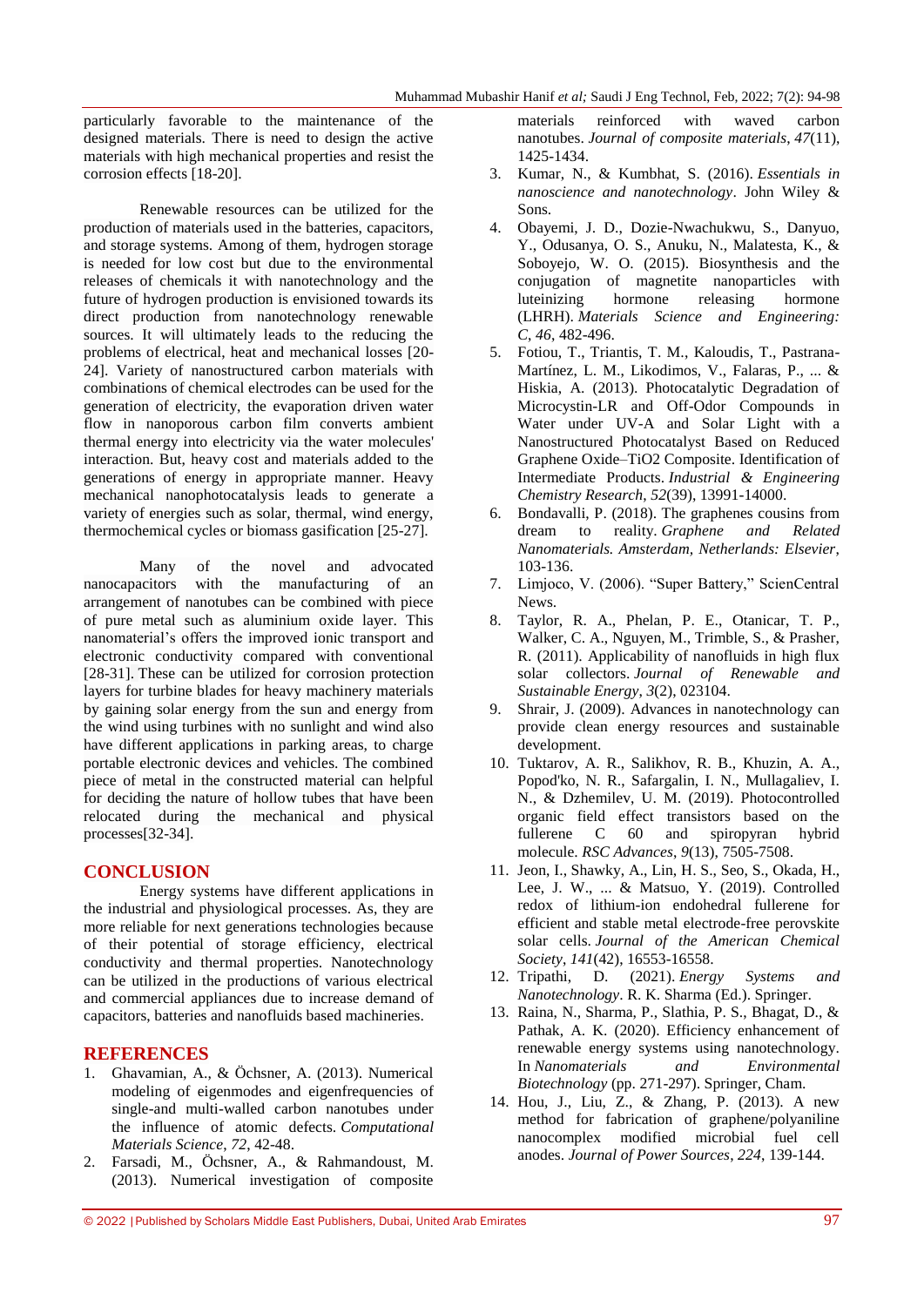particularly favorable to the maintenance of the designed materials. There is need to design the active materials with high mechanical properties and resist the corrosion effects [18-20].

Renewable resources can be utilized for the production of materials used in the batteries, capacitors, and storage systems. Among of them, hydrogen storage is needed for low cost but due to the environmental releases of chemicals it with nanotechnology and the future of hydrogen production is envisioned towards its direct production from nanotechnology renewable sources. It will ultimately leads to the reducing the problems of electrical, heat and mechanical losses [20-24]. Variety of nanostructured carbon materials with combinations of chemical electrodes can be used for the generation of electricity, the evaporation driven water flow in nanoporous carbon film converts ambient thermal energy into electricity via the water molecules' interaction. But, heavy cost and materials added to the generations of energy in appropriate manner. Heavy mechanical nanophotocatalysis leads to generate a variety of energies such as solar, thermal, wind energy, thermochemical cycles or biomass gasification [25-27].

Many of the novel and advocated nanocapacitors with the manufacturing of an arrangement of nanotubes can be combined with piece of pure metal such as aluminium oxide layer. This nanomaterial's offers the improved ionic transport and electronic conductivity compared with conventional [28-31]. These can be utilized for corrosion protection layers for turbine blades for heavy machinery materials by gaining solar energy from the sun and energy from the wind using turbines with no sunlight and wind also have different applications in parking areas, to charge portable electronic devices and vehicles. The combined piece of metal in the constructed material can helpful for deciding the nature of hollow tubes that have been relocated during the mechanical and physical processes[32-34].

## CONCLUSION

Energy systems have different applications in the industrial and physiological processes. As, they are more reliable for next generations technologies because of their potential of storage efficiency, electrical conductivity and thermal properties. Nanotechnology can be utilized in the productions of various electrical and commercial appliances due to increase demand of capacitors, batteries and nanofluids based machineries.

## REFERENCES

1. Ghavamian, A., & Öchsner, A. (2013). Numerical modeling of eigenmodes and eigenfrequencies of single-and multi-walled carbon nanotubes under the influence of atomic defects. *Computational Materials Science*, *72*, 42-48.
2. Farsadi, M., Öchsner, A., & Rahmandoust, M. (2013). Numerical investigation of composite materials reinforced with waved carbon nanotubes. *Journal of composite materials*, *47*(11), 1425-1434.
3. Kumar, N., & Kumbhat, S. (2016). *Essentials in nanoscience and nanotechnology*. John Wiley & Sons.
4. Obayemi, J. D., Dozie-Nwachukwu, S., Danyuo, Y., Odusanya, O. S., Anuku, N., Malatesta, K., & Soboyejo, W. O. (2015). Biosynthesis and the conjugation of magnetite nanoparticles with luteinizing hormone releasing hormone (LHRH). *Materials Science and Engineering: C*, *46*, 482-496.
5. Fotiou, T., Triantis, T. M., Kaloudis, T., Pastrana-Martínez, L. M., Likodimos, V., Falaras, P., ... & Hiskia, A. (2013). Photocatalytic Degradation of Microcystin-LR and Off-Odor Compounds in Water under UV-A and Solar Light with a Nanostructured Photocatalyst Based on Reduced Graphene Oxide–TiO2 Composite. Identification of Intermediate Products. *Industrial & Engineering Chemistry Research*, *52*(39), 13991-14000.
6. Bondavalli, P. (2018). The graphenes cousins from dream to reality. *Graphene and Related Nanomaterials. Amsterdam, Netherlands: Elsevier*, 103-136.
7. Limjoco, V. (2006). "Super Battery," ScienCentral News.
8. Taylor, R. A., Phelan, P. E., Otanicar, T. P., Walker, C. A., Nguyen, M., Trimble, S., & Prasher, R. (2011). Applicability of nanofluids in high flux solar collectors. *Journal of Renewable and Sustainable Energy*, *3*(2), 023104.
9. Shrair, J. (2009). Advances in nanotechnology can provide clean energy resources and sustainable development.
10. Tuktarov, A. R., Salikhov, R. B., Khuzin, A. A., Popod'ko, N. R., Safargalin, I. N., Mullagaliev, I. N., & Dzhemilev, U. M. (2019). Photocontrolled organic field effect transistors based on the fullerene C 60 and spiropyran hybrid molecule. *RSC Advances*, *9*(13), 7505-7508.
11. Jeon, I., Shawky, A., Lin, H. S., Seo, S., Okada, H., Lee, J. W., ... & Matsuo, Y. (2019). Controlled redox of lithium-ion endohedral fullerene for efficient and stable metal electrode-free perovskite solar cells. *Journal of the American Chemical Society*, *141*(42), 16553-16558.
12. Tripathi, D. (2021). *Energy Systems and Nanotechnology*. R. K. Sharma (Ed.). Springer.
13. Raina, N., Sharma, P., Slathia, P. S., Bhagat, D., & Pathak, A. K. (2020). Efficiency enhancement of renewable energy systems using nanotechnology. In *Nanomaterials and Environmental Biotechnology* (pp. 271-297). Springer, Cham.
14. Hou, J., Liu, Z., & Zhang, P. (2013). A new method for fabrication of graphene/polyaniline nanocomplex modified microbial fuel cell anodes. *Journal of Power Sources*, *224*, 139-144.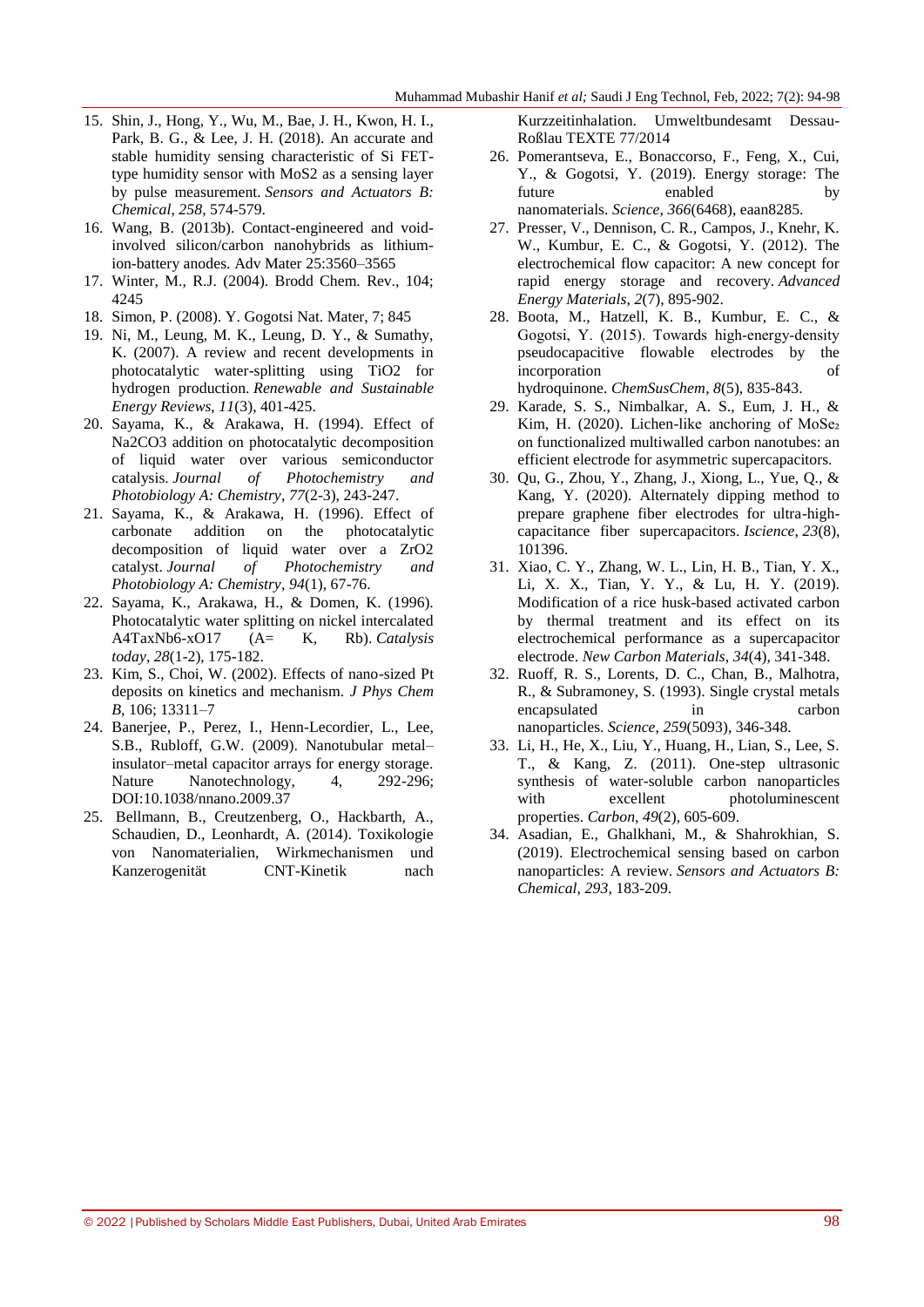15. Shin, J., Hong, Y., Wu, M., Bae, J. H., Kwon, H. I., Park, B. G., & Lee, J. H. (2018). An accurate and stable humidity sensing characteristic of Si FET-type humidity sensor with MoS2 as a sensing layer by pulse measurement. *Sensors and Actuators B: Chemical*, *258*, 574-579.
16. Wang, B. (2013b). Contact-engineered and void-involved silicon/carbon nanohybrids as lithium-ion-battery anodes. Adv Mater 25:3560–3565
17. Winter, M., R.J. (2004). Brodd Chem. Rev., 104; 4245
18. Simon, P. (2008). Y. Gogotsi Nat. Mater, 7; 845
19. Ni, M., Leung, M. K., Leung, D. Y., & Sumathy, K. (2007). A review and recent developments in photocatalytic water-splitting using TiO2 for hydrogen production. *Renewable and Sustainable Energy Reviews*, *11*(3), 401-425.
20. Sayama, K., & Arakawa, H. (1994). Effect of Na2CO3 addition on photocatalytic decomposition of liquid water over various semiconductor catalysis. *Journal of Photochemistry and Photobiology A: Chemistry*, *77*(2-3), 243-247.
21. Sayama, K., & Arakawa, H. (1996). Effect of carbonate addition on the photocatalytic decomposition of liquid water over a ZrO2 catalyst. *Journal of Photochemistry and Photobiology A: Chemistry*, *94*(1), 67-76.
22. Sayama, K., Arakawa, H., & Domen, K. (1996). Photocatalytic water splitting on nickel intercalated A4TaxNb6-xO17 (A= K, Rb). *Catalysis today*, *28*(1-2), 175-182.
23. Kim, S., Choi, W. (2002). Effects of nano-sized Pt deposits on kinetics and mechanism. *J Phys Chem B*, 106; 13311–7
24. Banerjee, P., Perez, I., Henn-Lecordier, L., Lee, S.B., Rubloff, G.W. (2009). Nanotubular metal–insulator–metal capacitor arrays for energy storage. Nature Nanotechnology, 4, 292-296; DOI:10.1038/nnano.2009.37
25. Bellmann, B., Creutzenberg, O., Hackbarth, A., Schaudien, D., Leonhardt, A. (2014). Toxikologie von Nanomaterialien, Wirkmechanismen und Kanzerogenität CNT-Kinetik nach Kurzzeitinhalation. Umweltbundesamt Dessau-Roßlau TEXTE 77/2014
26. Pomerantseva, E., Bonaccorso, F., Feng, X., Cui, Y., & Gogotsi, Y. (2019). Energy storage: The future enabled by nanomaterials. *Science*, *366*(6468), eaan8285.
27. Presser, V., Dennison, C. R., Campos, J., Knehr, K. W., Kumbur, E. C., & Gogotsi, Y. (2012). The electrochemical flow capacitor: A new concept for rapid energy storage and recovery. *Advanced Energy Materials*, *2*(7), 895-902.
28. Boota, M., Hatzell, K. B., Kumbur, E. C., & Gogotsi, Y. (2015). Towards high-energy-density pseudocapacitive flowable electrodes by the incorporation of hydroquinone. *ChemSusChem*, *8*(5), 835-843.
29. Karade, S. S., Nimbalkar, A. S., Eum, J. H., & Kim, H. (2020). Lichen-like anchoring of $MoSe_2$ on functionalized multiwalled carbon nanotubes: an efficient electrode for asymmetric supercapacitors.
30. Qu, G., Zhou, Y., Zhang, J., Xiong, L., Yue, Q., & Kang, Y. (2020). Alternately dipping method to prepare graphene fiber electrodes for ultra-high-capacitance fiber supercapacitors. *Iscience*, *23*(8), 101396.
31. Xiao, C. Y., Zhang, W. L., Lin, H. B., Tian, Y. X., Li, X. X., Tian, Y. Y., & Lu, H. Y. (2019). Modification of a rice husk-based activated carbon by thermal treatment and its effect on its electrochemical performance as a supercapacitor electrode. *New Carbon Materials*, *34*(4), 341-348.
32. Ruoff, R. S., Lorents, D. C., Chan, B., Malhotra, R., & Subramoney, S. (1993). Single crystal metals encapsulated in carbon nanoparticles. *Science*, *259*(5093), 346-348.
33. Li, H., He, X., Liu, Y., Huang, H., Lian, S., Lee, S. T., & Kang, Z. (2011). One-step ultrasonic synthesis of water-soluble carbon nanoparticles with excellent photoluminescent properties. *Carbon*, *49*(2), 605-609.
34. Asadian, E., Ghalkhani, M., & Shahrokhian, S. (2019). Electrochemical sensing based on carbon nanoparticles: A review. *Sensors and Actuators B: Chemical*, *293*, 183-209.